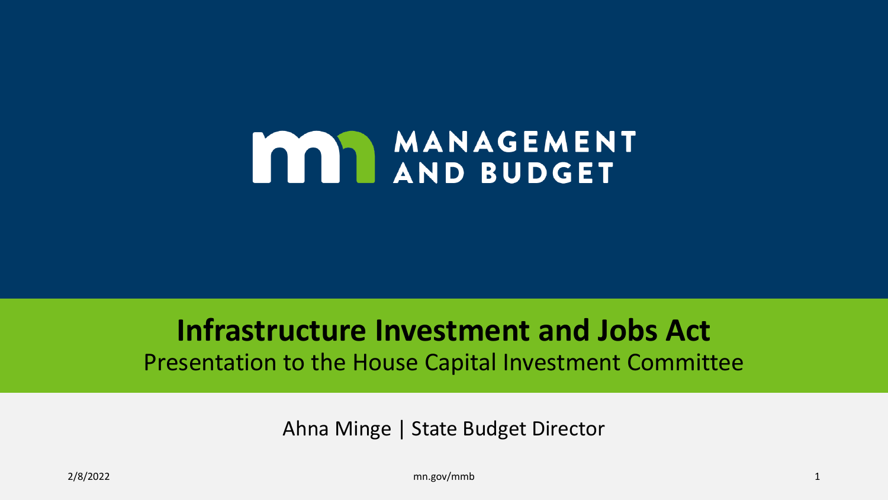MANAGEMENT AND BUDGET

# Infrastructure Investment and Jobs Act

Presentation to the House Capital Investment Committee

Ahna Minge | State Budget Director

2/8/2022

mn.gov/mmb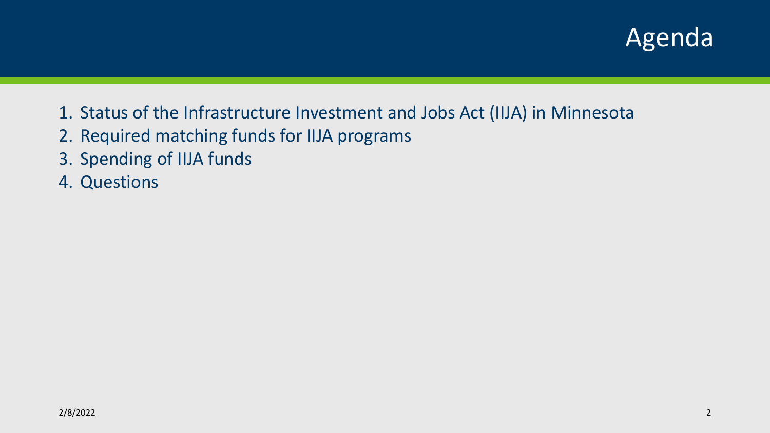# Agenda

1. Status of the Infrastructure Investment and Jobs Act (IIJA) in Minnesota
2. Required matching funds for IIJA programs
3. Spending of IIJA funds
4. Questions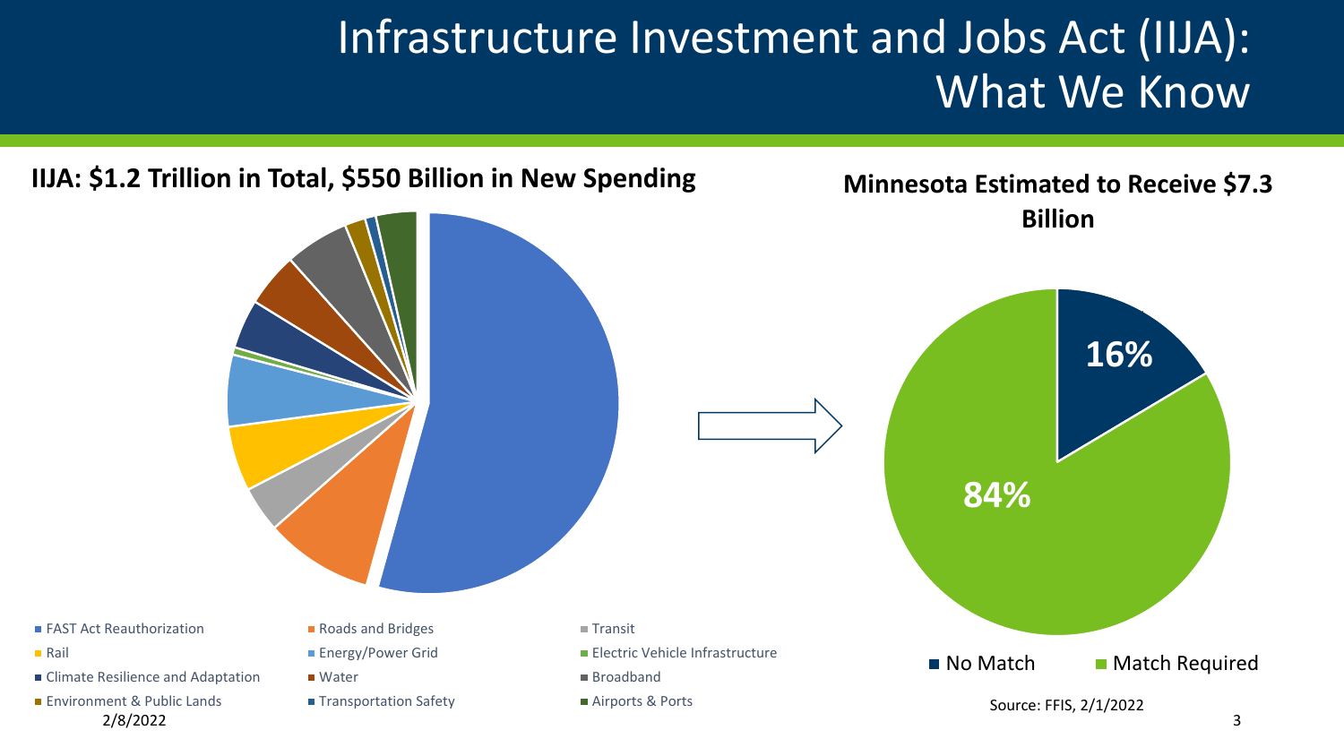# Infrastructure Investment and Jobs Act (IIJA): What We Know

**IIJA: $1.2 Trillion in Total, $550 Billion in New Spending**

- FAST Act Reauthorization
- Roads and Bridges
- Transit
- Rail
- Energy/Power Grid
- Electric Vehicle Infrastructure
- Climate Resilience and Adaptation
- Water
- Broadband
- Environment & Public Lands
- Transportation Safety
- Airports & Ports

**Minnesota Estimated to Receive $7.3 Billion**

- No Match: 16%
- Match Required: 84%

Source: FFIS, 2/1/2022

2/8/2022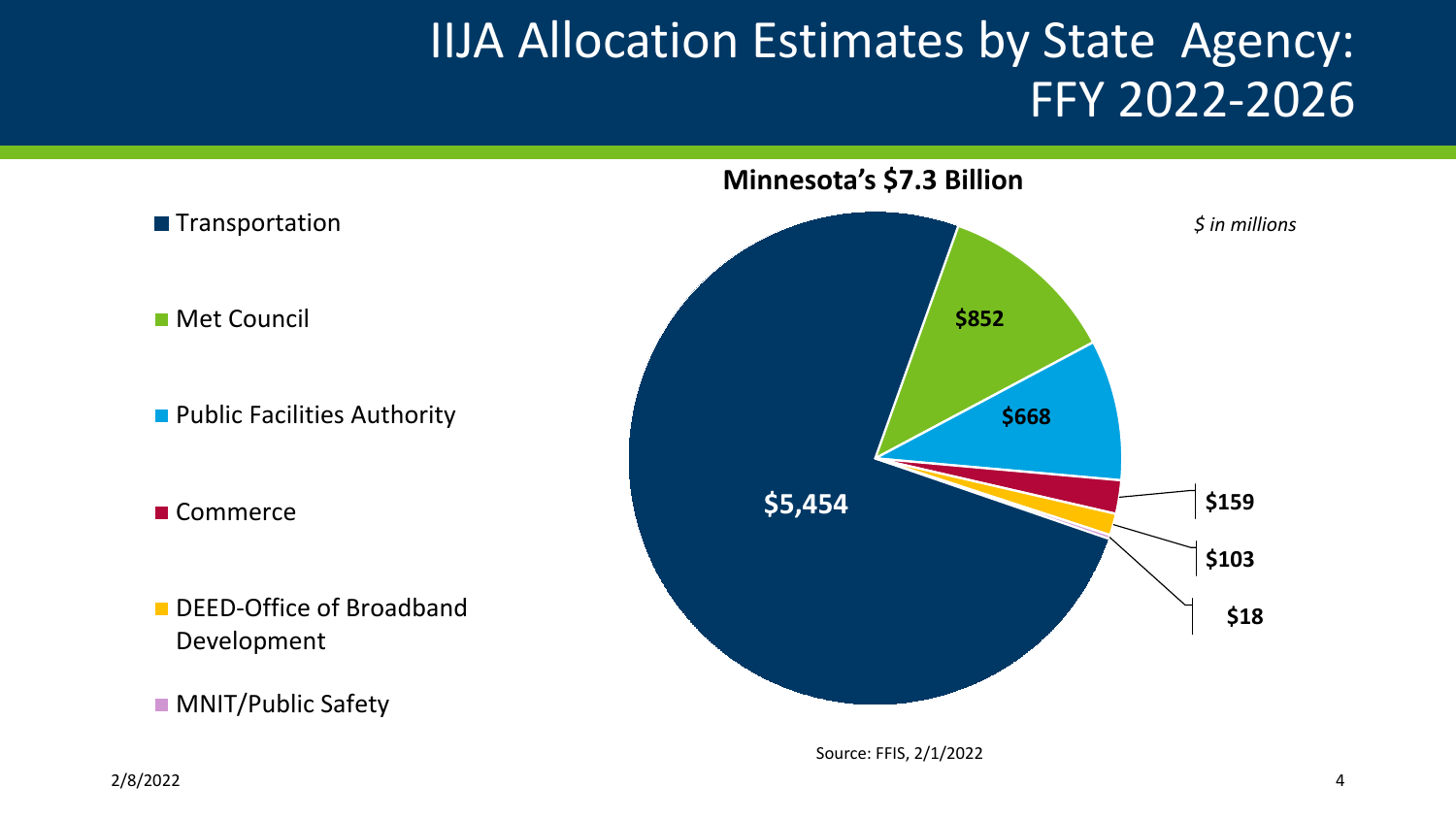# IIJA Allocation Estimates by State Agency: FFY 2022-2026

**Minnesota's $7.3 Billion**

*$ in millions*

| Agency | Amount |
|---|---|
| Transportation | $5,454 |
| Met Council | $852 |
| Public Facilities Authority | $668 |
| Commerce | $159 |
| DEED-Office of Broadband Development | $103 |
| MNIT/Public Safety | $18 |

Source: FFIS, 2/1/2022

2/8/2022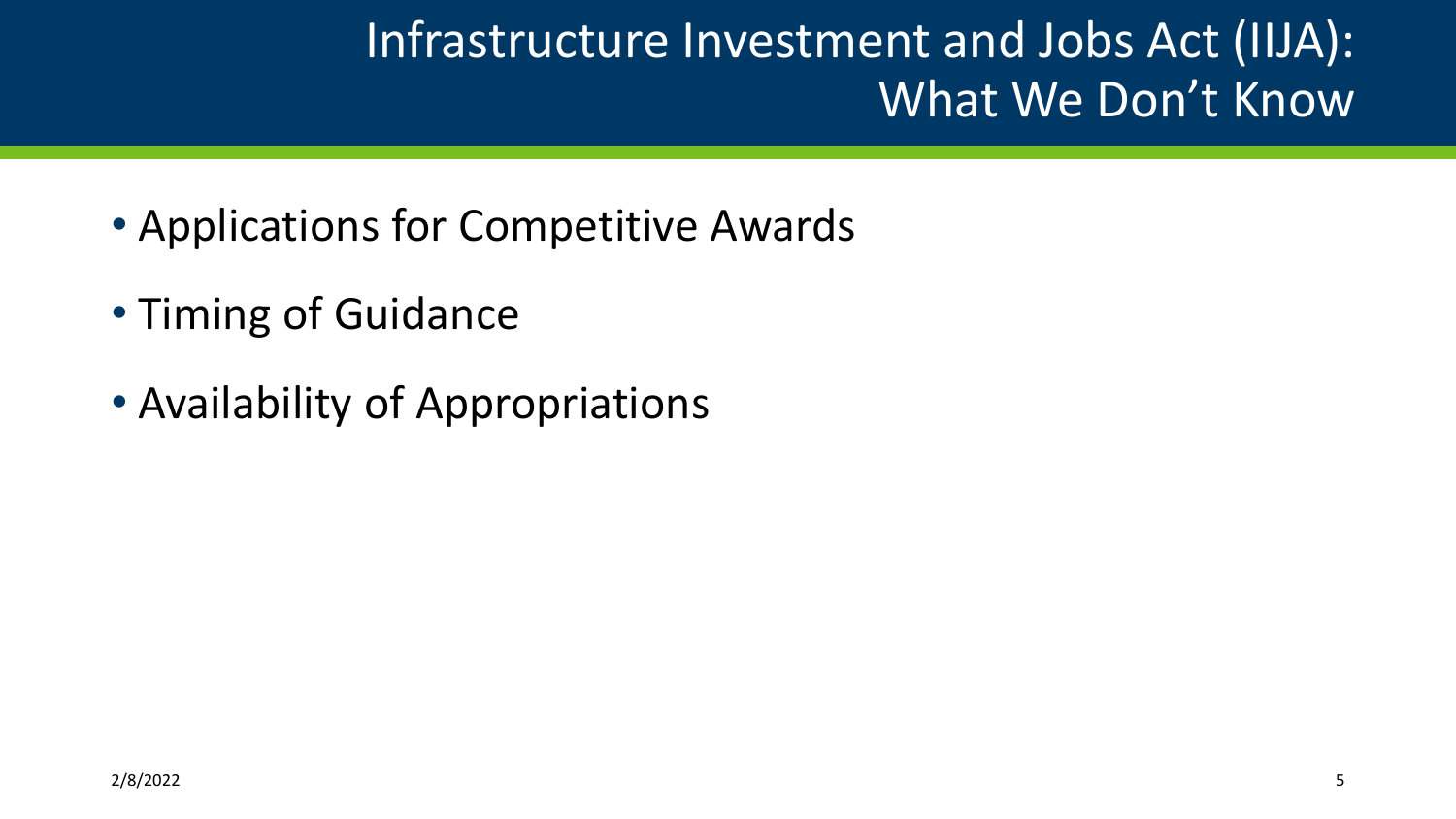# Infrastructure Investment and Jobs Act (IIJA): What We Don't Know

- Applications for Competitive Awards
- Timing of Guidance
- Availability of Appropriations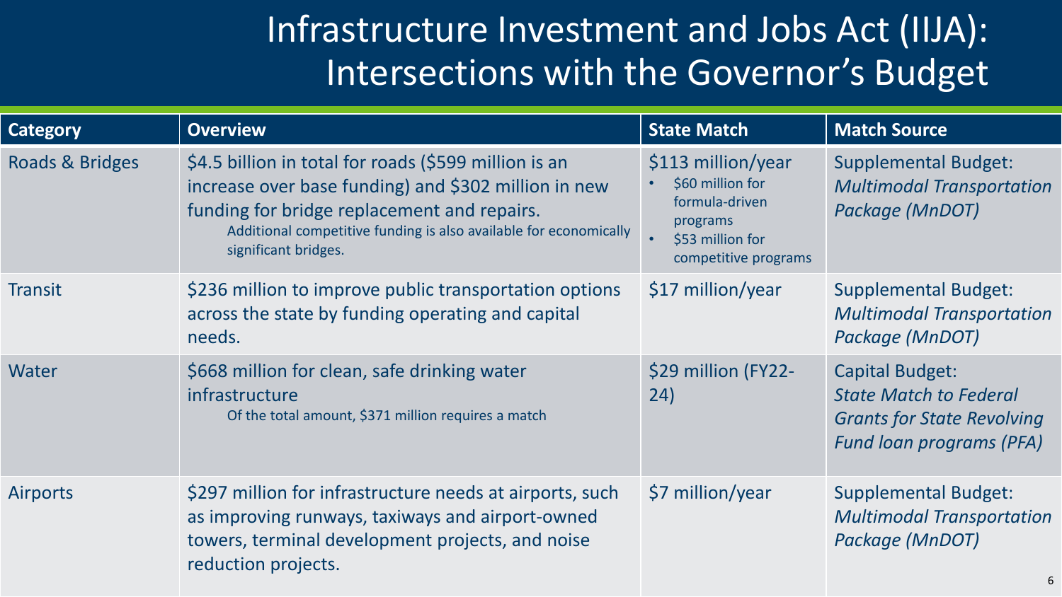# Infrastructure Investment and Jobs Act (IIJA): Intersections with the Governor's Budget

| Category | Overview | State Match | Match Source |
|---|---|---|---|
| Roads & Bridges | $4.5 billion in total for roads ($599 million is an increase over base funding) and $302 million in new funding for bridge replacement and repairs.<br>Additional competitive funding is also available for economically significant bridges. | $113 million/year<br>• $60 million for formula-driven programs<br>• $53 million for competitive programs | Supplemental Budget: *Multimodal Transportation Package (MnDOT)* |
| Transit | $236 million to improve public transportation options across the state by funding operating and capital needs. | $17 million/year | Supplemental Budget: *Multimodal Transportation Package (MnDOT)* |
| Water | $668 million for clean, safe drinking water infrastructure<br>Of the total amount, $371 million requires a match | $29 million (FY22-24) | Capital Budget: *State Match to Federal Grants for State Revolving Fund loan programs (PFA)* |
| Airports | $297 million for infrastructure needs at airports, such as improving runways, taxiways and airport-owned towers, terminal development projects, and noise reduction projects. | $7 million/year | Supplemental Budget: *Multimodal Transportation Package (MnDOT)* |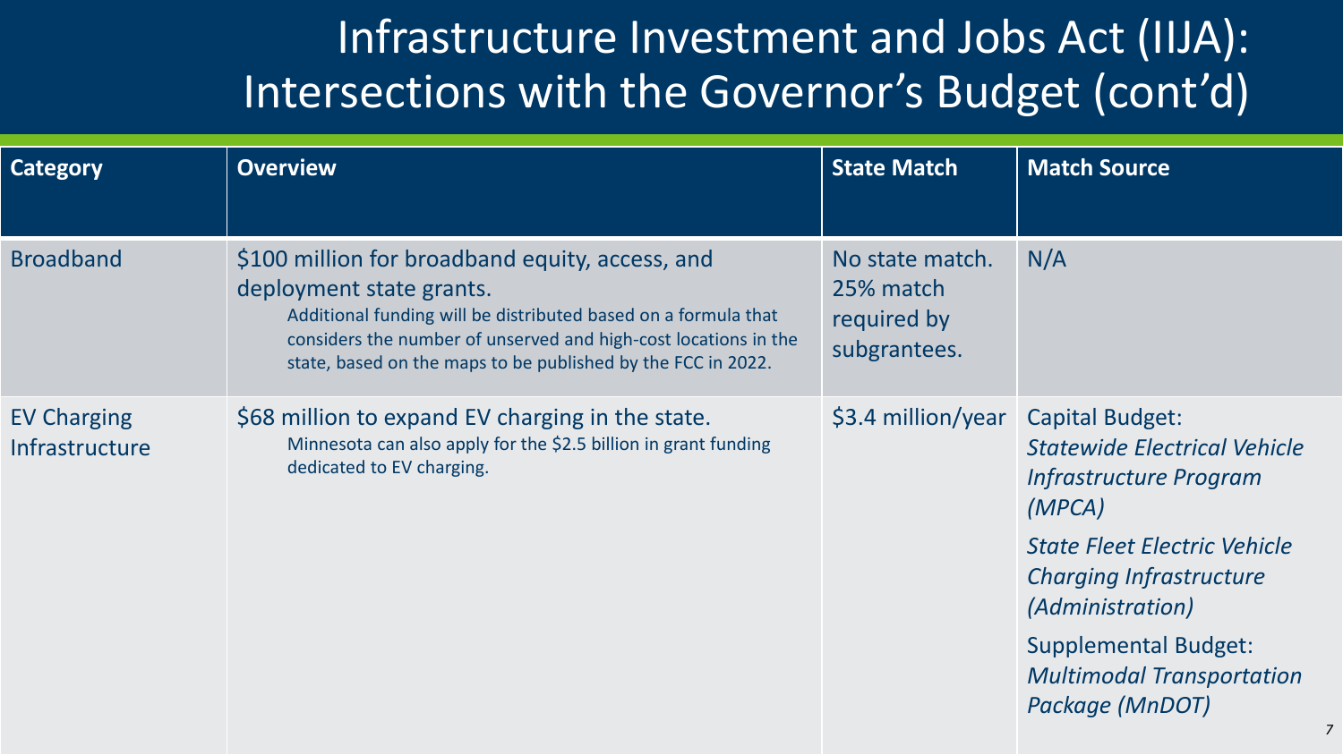# Infrastructure Investment and Jobs Act (IIJA): Intersections with the Governor's Budget (cont'd)

| Category | Overview | State Match | Match Source |
| --- | --- | --- | --- |
| Broadband | $100 million for broadband equity, access, and deployment state grants. Additional funding will be distributed based on a formula that considers the number of unserved and high-cost locations in the state, based on the maps to be published by the FCC in 2022. | No state match. 25% match required by subgrantees. | N/A |
| EV Charging Infrastructure | $68 million to expand EV charging in the state. Minnesota can also apply for the $2.5 billion in grant funding dedicated to EV charging. | $3.4 million/year | Capital Budget: *Statewide Electrical Vehicle Infrastructure Program (MPCA)*<br>*State Fleet Electric Vehicle Charging Infrastructure (Administration)*<br>Supplemental Budget: *Multimodal Transportation Package (MnDOT)* |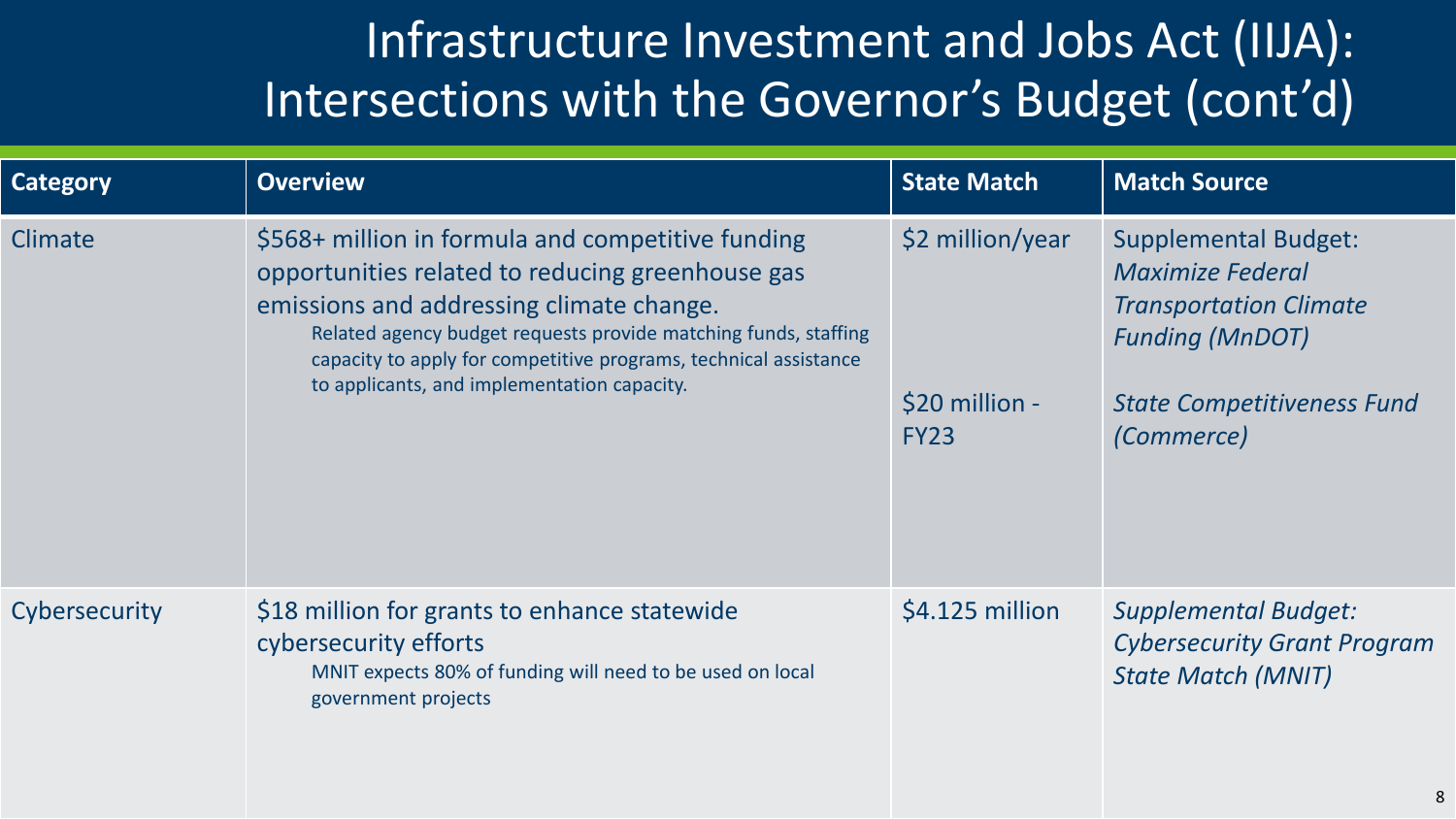# Infrastructure Investment and Jobs Act (IIJA): Intersections with the Governor's Budget (cont'd)

| Category | Overview | State Match | Match Source |
|---|---|---|---|
| Climate | $568+ million in formula and competitive funding opportunities related to reducing greenhouse gas emissions and addressing climate change. Related agency budget requests provide matching funds, staffing capacity to apply for competitive programs, technical assistance to applicants, and implementation capacity. | $2 million/year<br><br>$20 million - FY23 | Supplemental Budget: *Maximize Federal Transportation Climate Funding (MnDOT)*<br><br>*State Competitiveness Fund (Commerce)* |
| Cybersecurity | $18 million for grants to enhance statewide cybersecurity efforts. MNIT expects 80% of funding will need to be used on local government projects | $4.125 million | *Supplemental Budget: Cybersecurity Grant Program State Match (MNIT)* |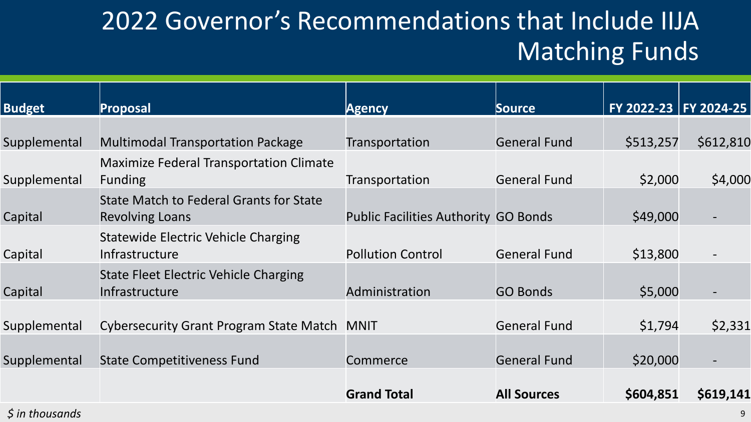# 2022 Governor's Recommendations that Include IIJA Matching Funds

| Budget | Proposal | Agency | Source | FY 2022-23 | FY 2024-25 |
|---|---|---|---|---|---|
| Supplemental | Multimodal Transportation Package | Transportation | General Fund | $513,257 | $612,810 |
| Supplemental | Maximize Federal Transportation Climate Funding | Transportation | General Fund | $2,000 | $4,000 |
| Capital | State Match to Federal Grants for State Revolving Loans | Public Facilities Authority | GO Bonds | $49,000 | - |
| Capital | Statewide Electric Vehicle Charging Infrastructure | Pollution Control | General Fund | $13,800 | - |
| Capital | State Fleet Electric Vehicle Charging Infrastructure | Administration | GO Bonds | $5,000 | - |
| Supplemental | Cybersecurity Grant Program State Match | MNIT | General Fund | $1,794 | $2,331 |
| Supplemental | State Competitiveness Fund | Commerce | General Fund | $20,000 | - |
| | | **Grand Total** | **All Sources** | **$604,851** | **$619,141** |

*$ in thousands*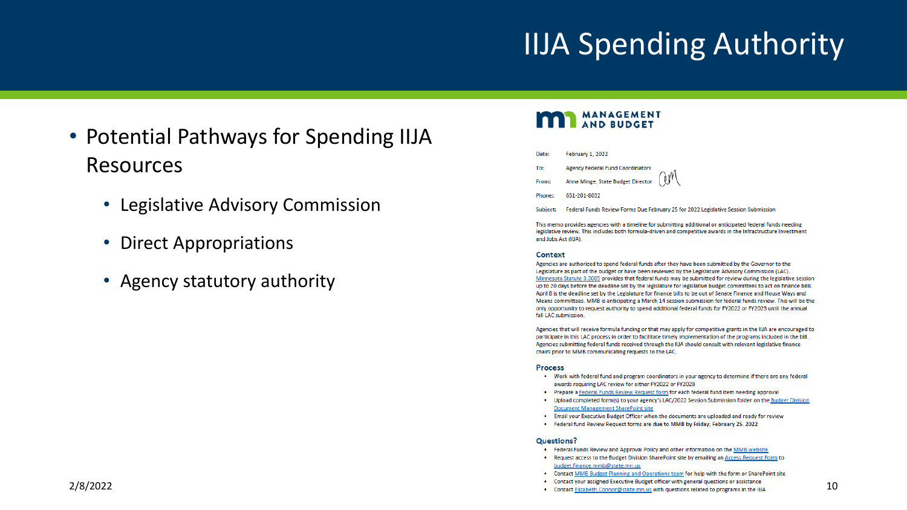# IIJA Spending Authority

- Potential Pathways for Spending IIJA Resources
  - Legislative Advisory Commission
  - Direct Appropriations
  - Agency statutory authority

**MANAGEMENT AND BUDGET**

Date: February 1, 2022

To: Agency Federal Fund Coordinators

From: Anne Minge, State Budget Director

Phone: 651-201-8032

Subject: Federal Funds Review Forms Due February 25 for 2022 Legislative Session Submission

This memo provides agencies with a timeline for submitting additional or anticipated federal funds needing legislative review. This includes both formula-driven and competitive awards in the Infrastructure Investment and Jobs Act (IIJA).

### Context

Agencies are authorized to spend federal funds after they have been submitted by the Governor to the Legislature as part of the budget or have been reviewed by the Legislature Advisory Commission (LAC). Minnesota Statute 3.3005 provides that federal funds may be submitted for review during the legislative session up to 20 days before the deadline set by the legislature for legislative budget committees to act on finance bills. April 8 is the deadline set by the Legislature for finance bills to be out of Senate Finance and House Ways and Means committees. MMB is anticipating a March 14 session submission for federal funds review. This will be the only opportunity to request authority to spend additional federal funds for FY2022 or FY2023 until the annual fall LAC submission.

Agencies that will receive formula funding or that may apply for competitive grants in the IIJA are encouraged to participate in this LAC process in order to facilitate timely implementation of the programs included in the bill. Agencies submitting federal funds received through the IIJA should consult with relevant legislative finance chairs prior to MMB communicating requests to the LAC.

### Process

- Work with federal fund and program coordinators in your agency to determine if there are any federal awards requiring LAC review for either FY2022 or FY2023
- Prepare a Federal Funds Review Request form for each federal fund item needing approval
- Upload completed form(s) to your agency's LAC/2022 Session Submission folder on the Budget Division Document Management SharePoint site
- Email your Executive Budget Officer when the documents are uploaded and ready for review
- Federal fund Review Request forms are due to MMB by Friday, February 25, 2022

### Questions?

- Federal Funds Review and Approval Policy and other information on the MMB website
- Request access to the Budget Division SharePoint site by emailing an Access Request Form to budget.finance.mmb@state.mn.us
- Contact MMB Budget Planning and Operations team for help with the form or SharePoint site
- Contact your assigned Executive Budget officer with general questions or assistance
- Contact Elizabeth.Connor@state.mn.us with questions related to programs in the IIJA

2/8/2022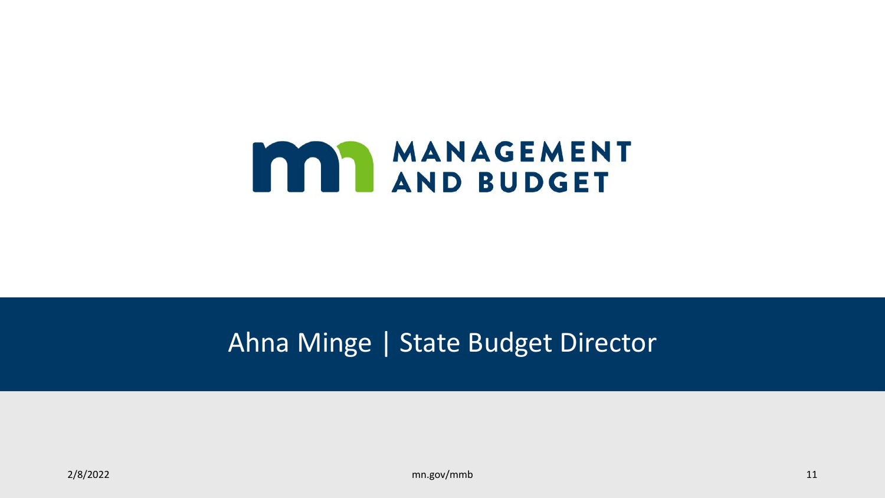MANAGEMENT AND BUDGET

Ahna Minge | State Budget Director